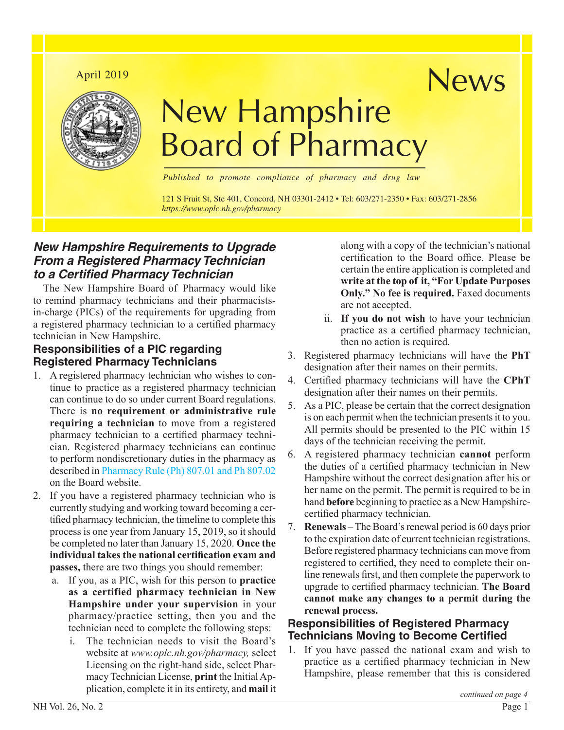April 2019

# New Hampshire Board of Pharmacy News

*Published to promote compliance of pharmacy and drug law*

121 S Fruit St, Ste 401, Concord, NH 03301-2412 • Tel: 603/271-2350 • Fax: 603/271-2856
*https://www.oplc.nh.gov/pharmacy*

## *New Hampshire Requirements to Upgrade From a Registered Pharmacy Technician to a Certified Pharmacy Technician*

The New Hampshire Board of Pharmacy would like to remind pharmacy technicians and their pharmacists-in-charge (PICs) of the requirements for upgrading from a registered pharmacy technician to a certified pharmacy technician in New Hampshire.

### Responsibilities of a PIC regarding Registered Pharmacy Technicians

1. A registered pharmacy technician who wishes to continue to practice as a registered pharmacy technician can continue to do so under current Board regulations. There is **no requirement or administrative rule requiring a technician** to move from a registered pharmacy technician to a certified pharmacy technician. Registered pharmacy technicians can continue to perform nondiscretionary duties in the pharmacy as described in Pharmacy Rule (Ph) 807.01 and Ph 807.02 on the Board website.
2. If you have a registered pharmacy technician who is currently studying and working toward becoming a certified pharmacy technician, the timeline to complete this process is one year from January 15, 2019, so it should be completed no later than January 15, 2020. **Once the individual takes the national certification exam and passes,** there are two things you should remember:
   a. If you, as a PIC, wish for this person to **practice as a certified pharmacy technician in New Hampshire under your supervision** in your pharmacy/practice setting, then you and the technician need to complete the following steps:
      i. The technician needs to visit the Board's website at *www.oplc.nh.gov/pharmacy,* select Licensing on the right-hand side, select Pharmacy Technician License, **print** the Initial Application, complete it in its entirety, and **mail** it along with a copy of the technician's national certification to the Board office. Please be certain the entire application is completed and **write at the top of it, "For Update Purposes Only." No fee is required.** Faxed documents are not accepted.
      ii. **If you do not wish** to have your technician practice as a certified pharmacy technician, then no action is required.
3. Registered pharmacy technicians will have the **PhT** designation after their names on their permits.
4. Certified pharmacy technicians will have the **CPhT** designation after their names on their permits.
5. As a PIC, please be certain that the correct designation is on each permit when the technician presents it to you. All permits should be presented to the PIC within 15 days of the technician receiving the permit.
6. A registered pharmacy technician **cannot** perform the duties of a certified pharmacy technician in New Hampshire without the correct designation after his or her name on the permit. The permit is required to be in hand **before** beginning to practice as a New Hampshire-certified pharmacy technician.
7. **Renewals** – The Board's renewal period is 60 days prior to the expiration date of current technician registrations. Before registered pharmacy technicians can move from registered to certified, they need to complete their online renewals first, and then complete the paperwork to upgrade to certified pharmacy technician. **The Board cannot make any changes to a permit during the renewal process.**

### Responsibilities of Registered Pharmacy Technicians Moving to Become Certified

1. If you have passed the national exam and wish to practice as a certified pharmacy technician in New Hampshire, please remember that this is considered

*continued on page 4*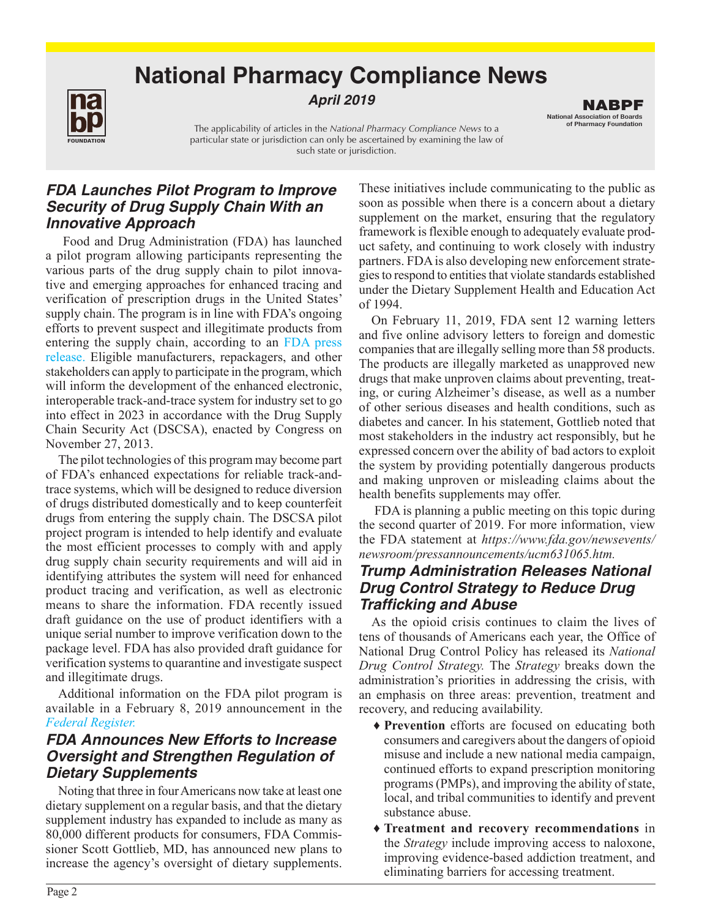# National Pharmacy Compliance News

*April 2019*

The applicability of articles in the *National Pharmacy Compliance News* to a particular state or jurisdiction can only be ascertained by examining the law of such state or jurisdiction.

## FDA Launches Pilot Program to Improve Security of Drug Supply Chain With an Innovative Approach

Food and Drug Administration (FDA) has launched a pilot program allowing participants representing the various parts of the drug supply chain to pilot innovative and emerging approaches for enhanced tracing and verification of prescription drugs in the United States' supply chain. The program is in line with FDA's ongoing efforts to prevent suspect and illegitimate products from entering the supply chain, according to an FDA press release. Eligible manufacturers, repackagers, and other stakeholders can apply to participate in the program, which will inform the development of the enhanced electronic, interoperable track-and-trace system for industry set to go into effect in 2023 in accordance with the Drug Supply Chain Security Act (DSCSA), enacted by Congress on November 27, 2013.

The pilot technologies of this program may become part of FDA's enhanced expectations for reliable track-and-trace systems, which will be designed to reduce diversion of drugs distributed domestically and to keep counterfeit drugs from entering the supply chain. The DSCSA pilot project program is intended to help identify and evaluate the most efficient processes to comply with and apply drug supply chain security requirements and will aid in identifying attributes the system will need for enhanced product tracing and verification, as well as electronic means to share the information. FDA recently issued draft guidance on the use of product identifiers with a unique serial number to improve verification down to the package level. FDA has also provided draft guidance for verification systems to quarantine and investigate suspect and illegitimate drugs.

Additional information on the FDA pilot program is available in a February 8, 2019 announcement in the *Federal Register.*

## FDA Announces New Efforts to Increase Oversight and Strengthen Regulation of Dietary Supplements

Noting that three in four Americans now take at least one dietary supplement on a regular basis, and that the dietary supplement industry has expanded to include as many as 80,000 different products for consumers, FDA Commissioner Scott Gottlieb, MD, has announced new plans to increase the agency's oversight of dietary supplements. These initiatives include communicating to the public as soon as possible when there is a concern about a dietary supplement on the market, ensuring that the regulatory framework is flexible enough to adequately evaluate product safety, and continuing to work closely with industry partners. FDA is also developing new enforcement strategies to respond to entities that violate standards established under the Dietary Supplement Health and Education Act of 1994.

On February 11, 2019, FDA sent 12 warning letters and five online advisory letters to foreign and domestic companies that are illegally selling more than 58 products. The products are illegally marketed as unapproved new drugs that make unproven claims about preventing, treating, or curing Alzheimer's disease, as well as a number of other serious diseases and health conditions, such as diabetes and cancer. In his statement, Gottlieb noted that most stakeholders in the industry act responsibly, but he expressed concern over the ability of bad actors to exploit the system by providing potentially dangerous products and making unproven or misleading claims about the health benefits supplements may offer.

FDA is planning a public meeting on this topic during the second quarter of 2019. For more information, view the FDA statement at *https://www.fda.gov/newsevents/newsroom/pressannouncements/ucm631065.htm.*

## Trump Administration Releases National Drug Control Strategy to Reduce Drug Trafficking and Abuse

As the opioid crisis continues to claim the lives of tens of thousands of Americans each year, the Office of National Drug Control Policy has released its *National Drug Control Strategy.* The *Strategy* breaks down the administration's priorities in addressing the crisis, with an emphasis on three areas: prevention, treatment and recovery, and reducing availability.

- **Prevention** efforts are focused on educating both consumers and caregivers about the dangers of opioid misuse and include a new national media campaign, continued efforts to expand prescription monitoring programs (PMPs), and improving the ability of state, local, and tribal communities to identify and prevent substance abuse.
- **Treatment and recovery recommendations** in the *Strategy* include improving access to naloxone, improving evidence-based addiction treatment, and eliminating barriers for accessing treatment.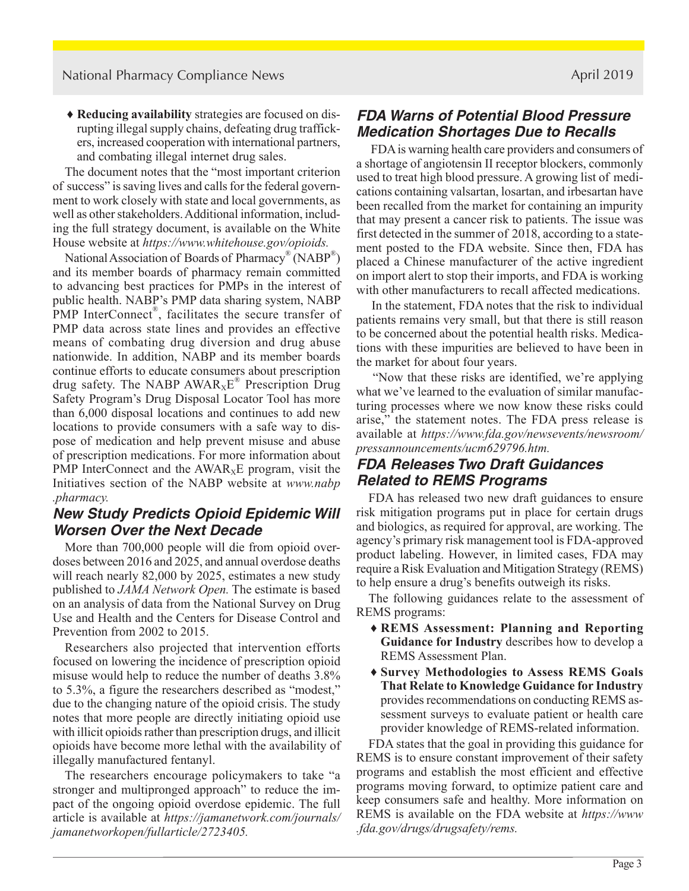- **Reducing availability** strategies are focused on disrupting illegal supply chains, defeating drug traffickers, increased cooperation with international partners, and combating illegal internet drug sales.

The document notes that the "most important criterion of success" is saving lives and calls for the federal government to work closely with state and local governments, as well as other stakeholders. Additional information, including the full strategy document, is available on the White House website at *https://www.whitehouse.gov/opioids.*

National Association of Boards of Pharmacy® (NABP®) and its member boards of pharmacy remain committed to advancing best practices for PMPs in the interest of public health. NABP's PMP data sharing system, NABP PMP InterConnect®, facilitates the secure transfer of PMP data across state lines and provides an effective means of combating drug diversion and drug abuse nationwide. In addition, NABP and its member boards continue efforts to educate consumers about prescription drug safety. The NABP AWAR$_X$E® Prescription Drug Safety Program's Drug Disposal Locator Tool has more than 6,000 disposal locations and continues to add new locations to provide consumers with a safe way to dispose of medication and help prevent misuse and abuse of prescription medications. For more information about PMP InterConnect and the AWAR$_X$E program, visit the Initiatives section of the NABP website at *www.nabp.pharmacy.*

## New Study Predicts Opioid Epidemic Will Worsen Over the Next Decade

More than 700,000 people will die from opioid overdoses between 2016 and 2025, and annual overdose deaths will reach nearly 82,000 by 2025, estimates a new study published to *JAMA Network Open.* The estimate is based on an analysis of data from the National Survey on Drug Use and Health and the Centers for Disease Control and Prevention from 2002 to 2015.

Researchers also projected that intervention efforts focused on lowering the incidence of prescription opioid misuse would help to reduce the number of deaths 3.8% to 5.3%, a figure the researchers described as "modest," due to the changing nature of the opioid crisis. The study notes that more people are directly initiating opioid use with illicit opioids rather than prescription drugs, and illicit opioids have become more lethal with the availability of illegally manufactured fentanyl.

The researchers encourage policymakers to take "a stronger and multipronged approach" to reduce the impact of the ongoing opioid overdose epidemic. The full article is available at *https://jamanetwork.com/journals/jamanetworkopen/fullarticle/2723405.*

## FDA Warns of Potential Blood Pressure Medication Shortages Due to Recalls

FDA is warning health care providers and consumers of a shortage of angiotensin II receptor blockers, commonly used to treat high blood pressure. A growing list of medications containing valsartan, losartan, and irbesartan have been recalled from the market for containing an impurity that may present a cancer risk to patients. The issue was first detected in the summer of 2018, according to a statement posted to the FDA website. Since then, FDA has placed a Chinese manufacturer of the active ingredient on import alert to stop their imports, and FDA is working with other manufacturers to recall affected medications.

In the statement, FDA notes that the risk to individual patients remains very small, but that there is still reason to be concerned about the potential health risks. Medications with these impurities are believed to have been in the market for about four years.

"Now that these risks are identified, we're applying what we've learned to the evaluation of similar manufacturing processes where we now know these risks could arise," the statement notes. The FDA press release is available at *https://www.fda.gov/newsevents/newsroom/pressannouncements/ucm629796.htm.*

## FDA Releases Two Draft Guidances Related to REMS Programs

FDA has released two new draft guidances to ensure risk mitigation programs put in place for certain drugs and biologics, as required for approval, are working. The agency's primary risk management tool is FDA-approved product labeling. However, in limited cases, FDA may require a Risk Evaluation and Mitigation Strategy (REMS) to help ensure a drug's benefits outweigh its risks.

The following guidances relate to the assessment of REMS programs:

- **REMS Assessment: Planning and Reporting Guidance for Industry** describes how to develop a REMS Assessment Plan.
- **Survey Methodologies to Assess REMS Goals That Relate to Knowledge Guidance for Industry** provides recommendations on conducting REMS assessment surveys to evaluate patient or health care provider knowledge of REMS-related information.

FDA states that the goal in providing this guidance for REMS is to ensure constant improvement of their safety programs and establish the most efficient and effective programs moving forward, to optimize patient care and keep consumers safe and healthy. More information on REMS is available on the FDA website at *https://www.fda.gov/drugs/drugsafety/rems.*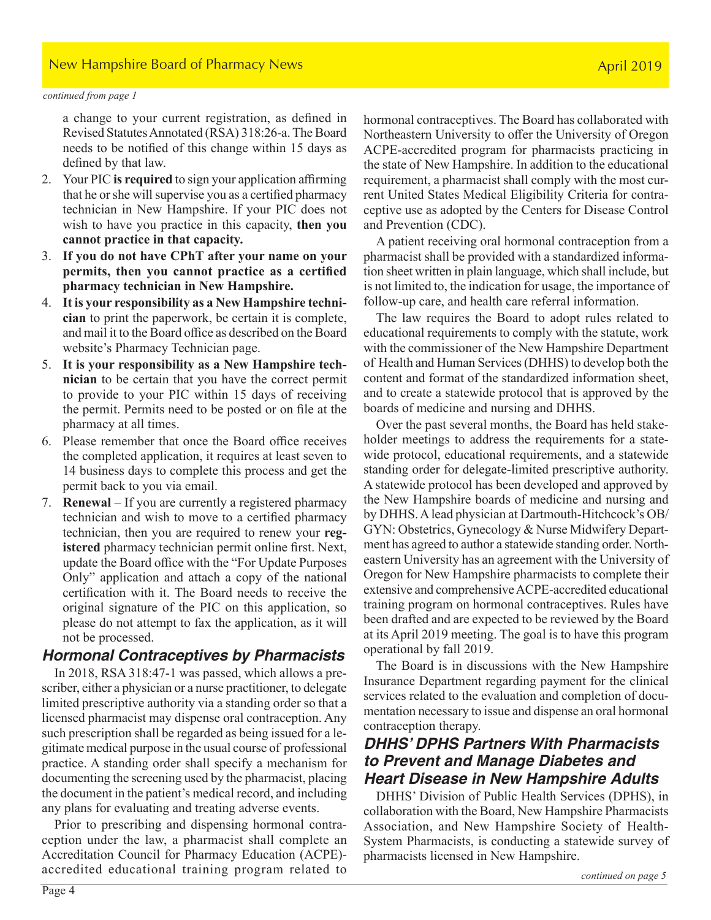*continued from page 1*

a change to your current registration, as defined in Revised Statutes Annotated (RSA) 318:26-a. The Board needs to be notified of this change within 15 days as defined by that law.

2. Your PIC **is required** to sign your application affirming that he or she will supervise you as a certified pharmacy technician in New Hampshire. If your PIC does not wish to have you practice in this capacity, **then you cannot practice in that capacity.**
3. **If you do not have CPhT after your name on your permits, then you cannot practice as a certified pharmacy technician in New Hampshire.**
4. **It is your responsibility as a New Hampshire technician** to print the paperwork, be certain it is complete, and mail it to the Board office as described on the Board website's Pharmacy Technician page.
5. **It is your responsibility as a New Hampshire technician** to be certain that you have the correct permit to provide to your PIC within 15 days of receiving the permit. Permits need to be posted or on file at the pharmacy at all times.
6. Please remember that once the Board office receives the completed application, it requires at least seven to 14 business days to complete this process and get the permit back to you via email.
7. **Renewal** – If you are currently a registered pharmacy technician and wish to move to a certified pharmacy technician, then you are required to renew your **registered** pharmacy technician permit online first. Next, update the Board office with the "For Update Purposes Only" application and attach a copy of the national certification with it. The Board needs to receive the original signature of the PIC on this application, so please do not attempt to fax the application, as it will not be processed.

## *Hormonal Contraceptives by Pharmacists*

In 2018, RSA 318:47-1 was passed, which allows a prescriber, either a physician or a nurse practitioner, to delegate limited prescriptive authority via a standing order so that a licensed pharmacist may dispense oral contraception. Any such prescription shall be regarded as being issued for a legitimate medical purpose in the usual course of professional practice. A standing order shall specify a mechanism for documenting the screening used by the pharmacist, placing the document in the patient's medical record, and including any plans for evaluating and treating adverse events.

Prior to prescribing and dispensing hormonal contraception under the law, a pharmacist shall complete an Accreditation Council for Pharmacy Education (ACPE)-accredited educational training program related to hormonal contraceptives. The Board has collaborated with Northeastern University to offer the University of Oregon ACPE-accredited program for pharmacists practicing in the state of New Hampshire. In addition to the educational requirement, a pharmacist shall comply with the most current United States Medical Eligibility Criteria for contraceptive use as adopted by the Centers for Disease Control and Prevention (CDC).

A patient receiving oral hormonal contraception from a pharmacist shall be provided with a standardized information sheet written in plain language, which shall include, but is not limited to, the indication for usage, the importance of follow-up care, and health care referral information.

The law requires the Board to adopt rules related to educational requirements to comply with the statute, work with the commissioner of the New Hampshire Department of Health and Human Services (DHHS) to develop both the content and format of the standardized information sheet, and to create a statewide protocol that is approved by the boards of medicine and nursing and DHHS.

Over the past several months, the Board has held stakeholder meetings to address the requirements for a statewide protocol, educational requirements, and a statewide standing order for delegate-limited prescriptive authority. A statewide protocol has been developed and approved by the New Hampshire boards of medicine and nursing and by DHHS. A lead physician at Dartmouth-Hitchcock's OB/GYN: Obstetrics, Gynecology & Nurse Midwifery Department has agreed to author a statewide standing order. Northeastern University has an agreement with the University of Oregon for New Hampshire pharmacists to complete their extensive and comprehensive ACPE-accredited educational training program on hormonal contraceptives. Rules have been drafted and are expected to be reviewed by the Board at its April 2019 meeting. The goal is to have this program operational by fall 2019.

The Board is in discussions with the New Hampshire Insurance Department regarding payment for the clinical services related to the evaluation and completion of documentation necessary to issue and dispense an oral hormonal contraception therapy.

## *DHHS' DPHS Partners With Pharmacists to Prevent and Manage Diabetes and Heart Disease in New Hampshire Adults*

DHHS' Division of Public Health Services (DPHS), in collaboration with the Board, New Hampshire Pharmacists Association, and New Hampshire Society of Health-System Pharmacists, is conducting a statewide survey of pharmacists licensed in New Hampshire.

*continued on page 5*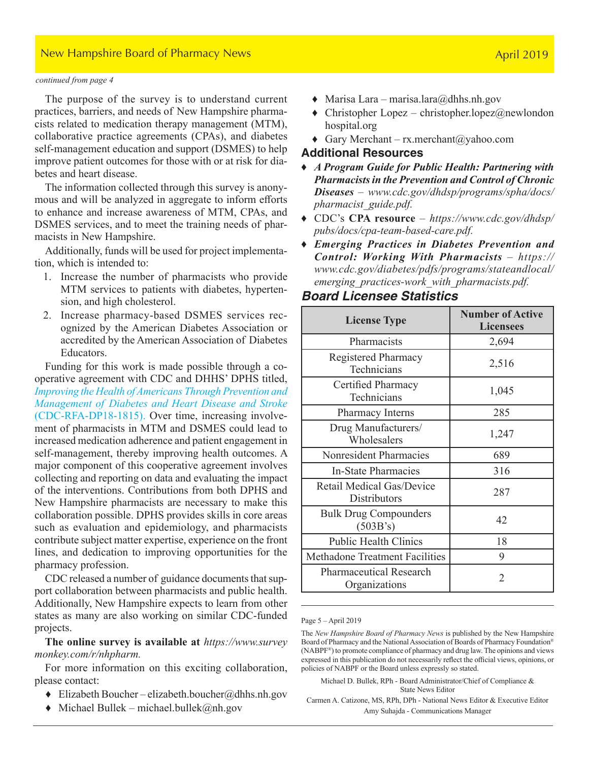*continued from page 4*

The purpose of the survey is to understand current practices, barriers, and needs of New Hampshire pharmacists related to medication therapy management (MTM), collaborative practice agreements (CPAs), and diabetes self-management education and support (DSMES) to help improve patient outcomes for those with or at risk for diabetes and heart disease.

The information collected through this survey is anonymous and will be analyzed in aggregate to inform efforts to enhance and increase awareness of MTM, CPAs, and DSMES services, and to meet the training needs of pharmacists in New Hampshire.

Additionally, funds will be used for project implementation, which is intended to:

1. Increase the number of pharmacists who provide MTM services to patients with diabetes, hypertension, and high cholesterol.
2. Increase pharmacy-based DSMES services recognized by the American Diabetes Association or accredited by the American Association of Diabetes Educators.

Funding for this work is made possible through a cooperative agreement with CDC and DHHS' DPHS titled, *Improving the Health of Americans Through Prevention and Management of Diabetes and Heart Disease and Stroke* (CDC-RFA-DP18-1815). Over time, increasing involvement of pharmacists in MTM and DSMES could lead to increased medication adherence and patient engagement in self-management, thereby improving health outcomes. A major component of this cooperative agreement involves collecting and reporting on data and evaluating the impact of the interventions. Contributions from both DPHS and New Hampshire pharmacists are necessary to make this collaboration possible. DPHS provides skills in core areas such as evaluation and epidemiology, and pharmacists contribute subject matter expertise, experience on the front lines, and dedication to improving opportunities for the pharmacy profession.

CDC released a number of guidance documents that support collaboration between pharmacists and public health. Additionally, New Hampshire expects to learn from other states as many are also working on similar CDC-funded projects.

**The online survey is available at** *https://www.surveymonkey.com/r/nhpharm.*

For more information on this exciting collaboration, please contact:

- Elizabeth Boucher – elizabeth.boucher@dhhs.nh.gov
- Michael Bullek – michael.bullek@nh.gov
- Marisa Lara – marisa.lara@dhhs.nh.gov
- Christopher Lopez – christopher.lopez@newlondonhospital.org
- Gary Merchant – rx.merchant@yahoo.com

## Additional Resources

- ***A Program Guide for Public Health: Partnering with Pharmacists in the Prevention and Control of Chronic Diseases*** – *www.cdc.gov/dhdsp/programs/spha/docs/pharmacist_guide.pdf.*
- CDC's **CPA resource** – *https://www.cdc.gov/dhdsp/pubs/docs/cpa-team-based-care.pdf.*
- ***Emerging Practices in Diabetes Prevention and Control: Working With Pharmacists*** – *https://www.cdc.gov/diabetes/pdfs/programs/stateandlocal/emerging_practices-work_with_pharmacists.pdf.*

## Board Licensee Statistics

| License Type | Number of Active Licensees |
|---|---|
| Pharmacists | 2,694 |
| Registered Pharmacy Technicians | 2,516 |
| Certified Pharmacy Technicians | 1,045 |
| Pharmacy Interns | 285 |
| Drug Manufacturers/ Wholesalers | 1,247 |
| Nonresident Pharmacies | 689 |
| In-State Pharmacies | 316 |
| Retail Medical Gas/Device Distributors | 287 |
| Bulk Drug Compounders (503B's) | 42 |
| Public Health Clinics | 18 |
| Methadone Treatment Facilities | 9 |
| Pharmaceutical Research Organizations | 2 |

The *New Hampshire Board of Pharmacy News* is published by the New Hampshire Board of Pharmacy and the National Association of Boards of Pharmacy Foundation® (NABPF®) to promote compliance of pharmacy and drug law. The opinions and views expressed in this publication do not necessarily reflect the official views, opinions, or policies of NABPF or the Board unless expressly so stated.

Michael D. Bullek, RPh - Board Administrator/Chief of Compliance & State News Editor

Carmen A. Catizone, MS, RPh, DPh - National News Editor & Executive Editor

Amy Suhajda - Communications Manager